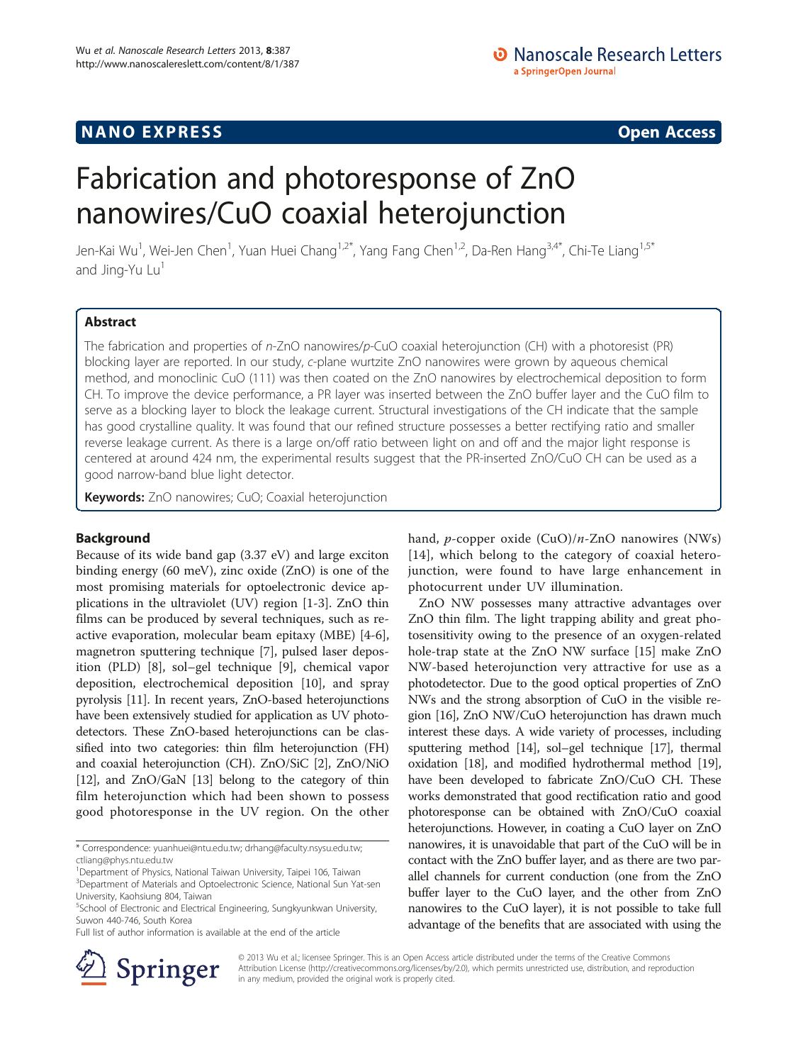**NANO EXPRESS** **Open Access**

# Fabrication and photoresponse of ZnO nanowires/CuO coaxial heterojunction

Jen-Kai Wu[1], Wei-Jen Chen[1], Yuan Huei Chang[1,2*], Yang Fang Chen[1,2], Da-Ren Hang[3,4*], Chi-Te Liang[1,5*] and Jing-Yu Lu[1]

## Abstract

The fabrication and properties of *n*-ZnO nanowires/*p*-CuO coaxial heterojunction (CH) with a photoresist (PR) blocking layer are reported. In our study, *c*-plane wurtzite ZnO nanowires were grown by aqueous chemical method, and monoclinic CuO (111) was then coated on the ZnO nanowires by electrochemical deposition to form CH. To improve the device performance, a PR layer was inserted between the ZnO buffer layer and the CuO film to serve as a blocking layer to block the leakage current. Structural investigations of the CH indicate that the sample has good crystalline quality. It was found that our refined structure possesses a better rectifying ratio and smaller reverse leakage current. As there is a large on/off ratio between light on and off and the major light response is centered at around 424 nm, the experimental results suggest that the PR-inserted ZnO/CuO CH can be used as a good narrow-band blue light detector.

**Keywords:** ZnO nanowires; CuO; Coaxial heterojunction

## Background

Because of its wide band gap (3.37 eV) and large exciton binding energy (60 meV), zinc oxide (ZnO) is one of the most promising materials for optoelectronic device applications in the ultraviolet (UV) region [1-3]. ZnO thin films can be produced by several techniques, such as reactive evaporation, molecular beam epitaxy (MBE) [4-6], magnetron sputtering technique [7], pulsed laser deposition (PLD) [8], sol–gel technique [9], chemical vapor deposition, electrochemical deposition [10], and spray pyrolysis [11]. In recent years, ZnO-based heterojunctions have been extensively studied for application as UV photodetectors. These ZnO-based heterojunctions can be classified into two categories: thin film heterojunction (FH) and coaxial heterojunction (CH). ZnO/SiC [2], ZnO/NiO [12], and ZnO/GaN [13] belong to the category of thin film heterojunction which had been shown to possess good photoresponse in the UV region. On the other hand, *p*-copper oxide (CuO)/*n*-ZnO nanowires (NWs) [14], which belong to the category of coaxial heterojunction, were found to have large enhancement in photocurrent under UV illumination.

ZnO NW possesses many attractive advantages over ZnO thin film. The light trapping ability and great photosensitivity owing to the presence of an oxygen-related hole-trap state at the ZnO NW surface [15] make ZnO NW-based heterojunction very attractive for use as a photodetector. Due to the good optical properties of ZnO NWs and the strong absorption of CuO in the visible region [16], ZnO NW/CuO heterojunction has drawn much interest these days. A wide variety of processes, including sputtering method [14], sol–gel technique [17], thermal oxidation [18], and modified hydrothermal method [19], have been developed to fabricate ZnO/CuO CH. These works demonstrated that good rectification ratio and good photoresponse can be obtained with ZnO/CuO coaxial heterojunctions. However, in coating a CuO layer on ZnO nanowires, it is unavoidable that part of the CuO will be in contact with the ZnO buffer layer, and as there are two parallel channels for current conduction (one from the ZnO buffer layer to the CuO layer, and the other from ZnO nanowires to the CuO layer), it is not possible to take full advantage of the benefits that are associated with using the

\* Correspondence: yuanhuei@ntu.edu.tw; drhang@faculty.nsysu.edu.tw; ctliang@phys.ntu.edu.tw
[1]Department of Physics, National Taiwan University, Taipei 106, Taiwan
[3]Department of Materials and Optoelectronic Science, National Sun Yat-sen University, Kaohsiung 804, Taiwan
[5]School of Electronic and Electrical Engineering, Sungkyunkwan University, Suwon 440-746, South Korea
Full list of author information is available at the end of the article

© 2013 Wu et al.; licensee Springer. This is an Open Access article distributed under the terms of the Creative Commons Attribution License (http://creativecommons.org/licenses/by/2.0), which permits unrestricted use, distribution, and reproduction in any medium, provided the original work is properly cited.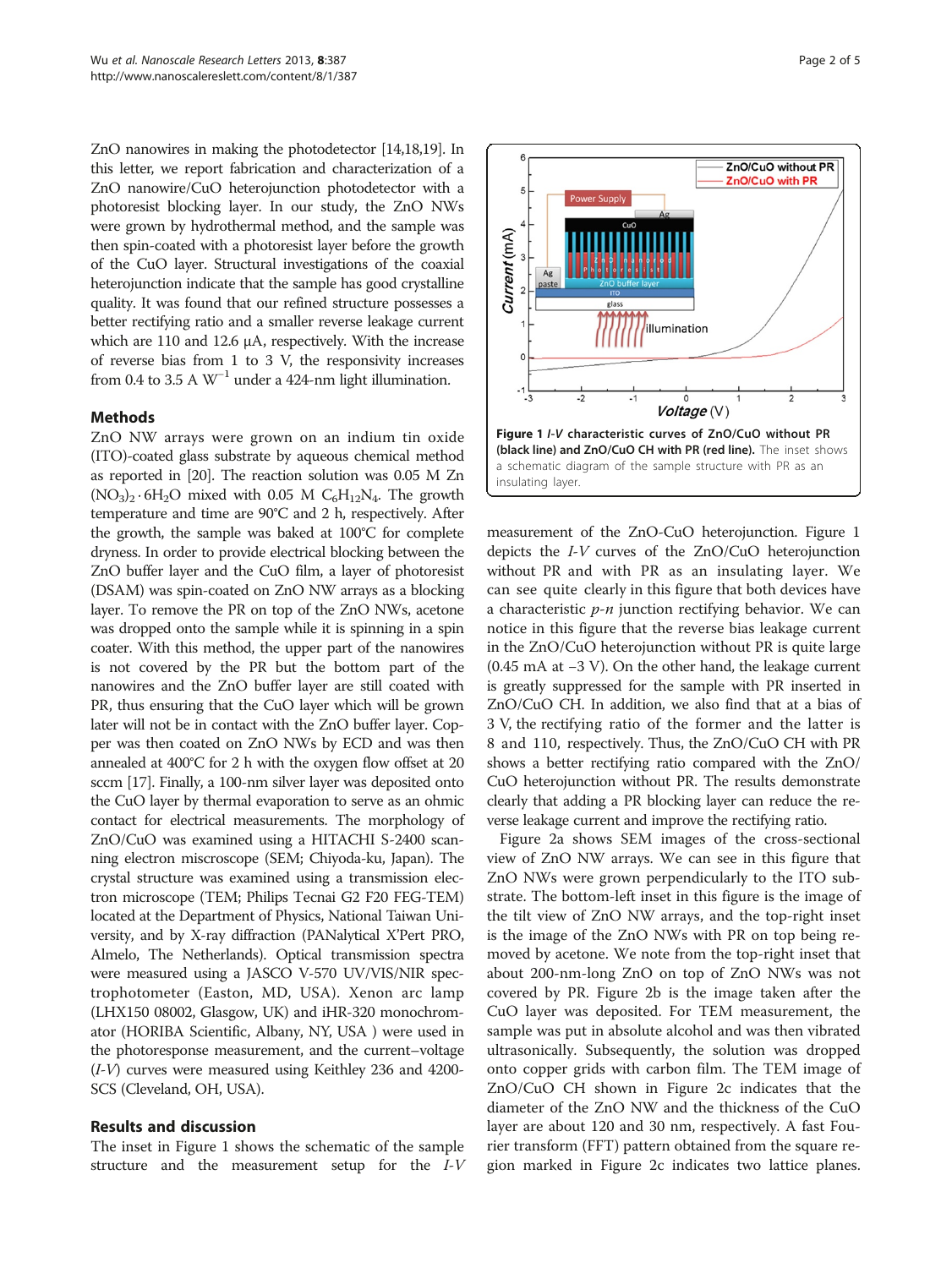ZnO nanowires in making the photodetector [14,18,19]. In this letter, we report fabrication and characterization of a ZnO nanowire/CuO heterojunction photodetector with a photoresist blocking layer. In our study, the ZnO NWs were grown by hydrothermal method, and the sample was then spin-coated with a photoresist layer before the growth of the CuO layer. Structural investigations of the coaxial heterojunction indicate that the sample has good crystalline quality. It was found that our refined structure possesses a better rectifying ratio and a smaller reverse leakage current which are 110 and 12.6 μA, respectively. With the increase of reverse bias from 1 to 3 V, the responsivity increases from 0.4 to 3.5 A $W^{-1}$ under a 424-nm light illumination.

## Methods

ZnO NW arrays were grown on an indium tin oxide (ITO)-coated glass substrate by aqueous chemical method as reported in [20]. The reaction solution was 0.05 M $Zn(NO_3)_2 \cdot 6H_2O$ mixed with 0.05 M $C_6H_{12}N_4$. The growth temperature and time are 90°C and 2 h, respectively. After the growth, the sample was baked at 100°C for complete dryness. In order to provide electrical blocking between the ZnO buffer layer and the CuO film, a layer of photoresist (DSAM) was spin-coated on ZnO NW arrays as a blocking layer. To remove the PR on top of the ZnO NWs, acetone was dropped onto the sample while it is spinning in a spin coater. With this method, the upper part of the nanowires is not covered by the PR but the bottom part of the nanowires and the ZnO buffer layer are still coated with PR, thus ensuring that the CuO layer which will be grown later will not be in contact with the ZnO buffer layer. Copper was then coated on ZnO NWs by ECD and was then annealed at 400°C for 2 h with the oxygen flow offset at 20 sccm [17]. Finally, a 100-nm silver layer was deposited onto the CuO layer by thermal evaporation to serve as an ohmic contact for electrical measurements. The morphology of ZnO/CuO was examined using a HITACHI S-2400 scanning electron mircroscope (SEM; Chiyoda-ku, Japan). The crystal structure was examined using a transmission electron microscope (TEM; Philips Tecnai G2 F20 FEG-TEM) located at the Department of Physics, National Taiwan University, and by X-ray diffraction (PANalytical X'Pert PRO, Almelo, The Netherlands). Optical transmission spectra were measured using a JASCO V-570 UV/VIS/NIR spectrophotometer (Easton, MD, USA). Xenon arc lamp (LHX150 08002, Glasgow, UK) and iHR-320 monochromator (HORIBA Scientific, Albany, NY, USA ) were used in the photoresponse measurement, and the current–voltage (*I-V*) curves were measured using Keithley 236 and 4200-SCS (Cleveland, OH, USA).

## Results and discussion

The inset in Figure 1 shows the schematic of the sample structure and the measurement setup for the *I-V* measurement of the ZnO-CuO heterojunction. Figure 1 depicts the *I-V* curves of the ZnO/CuO heterojunction without PR and with PR as an insulating layer. We can see quite clearly in this figure that both devices have a characteristic *p-n* junction rectifying behavior. We can notice in this figure that the reverse bias leakage current in the ZnO/CuO heterojunction without PR is quite large (0.45 mA at −3 V). On the other hand, the leakage current is greatly suppressed for the sample with PR inserted in ZnO/CuO CH. In addition, we also find that at a bias of 3 V, the rectifying ratio of the former and the latter is 8 and 110, respectively. Thus, the ZnO/CuO CH with PR shows a better rectifying ratio compared with the ZnO/CuO heterojunction without PR. The results demonstrate clearly that adding a PR blocking layer can reduce the reverse leakage current and improve the rectifying ratio.

**Figure 1 *I-V* characteristic curves of ZnO/CuO without PR (black line) and ZnO/CuO CH with PR (red line).** The inset shows a schematic diagram of the sample structure with PR as an insulating layer.

Figure 2a shows SEM images of the cross-sectional view of ZnO NW arrays. We can see in this figure that ZnO NWs were grown perpendicularly to the ITO substrate. The bottom-left inset in this figure is the image of the tilt view of ZnO NW arrays, and the top-right inset is the image of the ZnO NWs with PR on top being removed by acetone. We note from the top-right inset that about 200-nm-long ZnO on top of ZnO NWs was not covered by PR. Figure 2b is the image taken after the CuO layer was deposited. For TEM measurement, the sample was put in absolute alcohol and was then vibrated ultrasonically. Subsequently, the solution was dropped onto copper grids with carbon film. The TEM image of ZnO/CuO CH shown in Figure 2c indicates that the diameter of the ZnO NW and the thickness of the CuO layer are about 120 and 30 nm, respectively. A fast Fourier transform (FFT) pattern obtained from the square region marked in Figure 2c indicates two lattice planes.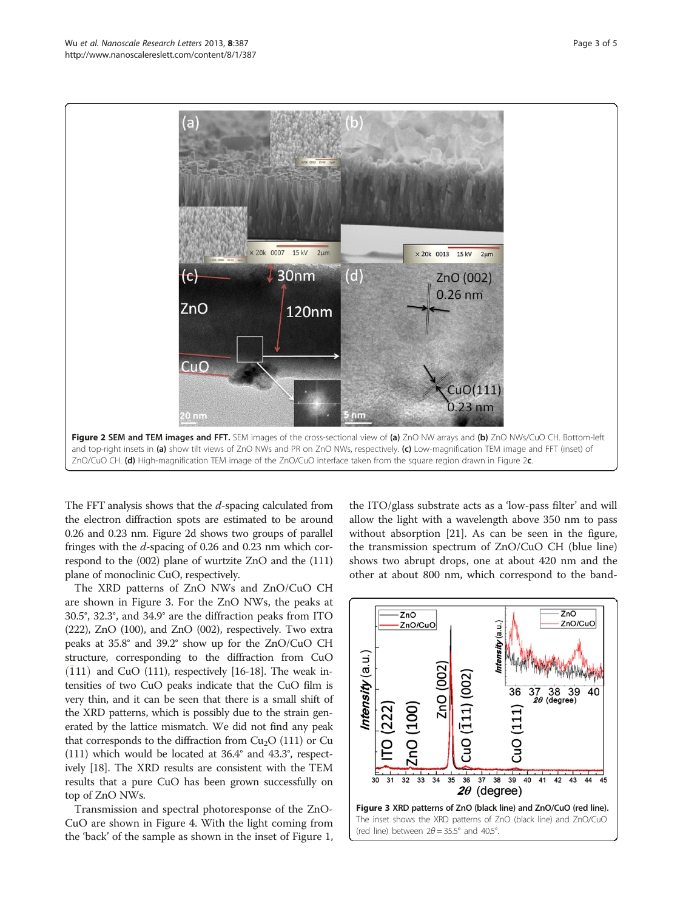**Figure 2 SEM and TEM images and FFT.** SEM images of the cross-sectional view of **(a)** ZnO NW arrays and **(b)** ZnO NWs/CuO CH. Bottom-left and top-right insets in **(a)** show tilt views of ZnO NWs and PR on ZnO NWs, respectively. **(c)** Low-magnification TEM image and FFT (inset) of ZnO/CuO CH. **(d)** High-magnification TEM image of the ZnO/CuO interface taken from the square region drawn in Figure 2**c**.

The FFT analysis shows that the *d*-spacing calculated from the electron diffraction spots are estimated to be around 0.26 and 0.23 nm. Figure 2d shows two groups of parallel fringes with the *d*-spacing of 0.26 and 0.23 nm which correspond to the (002) plane of wurtzite ZnO and the (111) plane of monoclinic CuO, respectively.

The XRD patterns of ZnO NWs and ZnO/CuO CH are shown in Figure 3. For the ZnO NWs, the peaks at 30.5°, 32.3°, and 34.9° are the diffraction peaks from ITO (222), ZnO (100), and ZnO (002), respectively. Two extra peaks at 35.8° and 39.2° show up for the ZnO/CuO CH structure, corresponding to the diffraction from CuO $(\bar{1}11)$ and CuO (111), respectively [16-18]. The weak intensities of two CuO peaks indicate that the CuO film is very thin, and it can be seen that there is a small shift of the XRD patterns, which is possibly due to the strain generated by the lattice mismatch. We did not find any peak that corresponds to the diffraction from $Cu_2O$ (111) or Cu (111) which would be located at 36.4° and 43.3°, respectively [18]. The XRD results are consistent with the TEM results that a pure CuO has been grown successfully on top of ZnO NWs.

Transmission and spectral photoresponse of the ZnO-CuO are shown in Figure 4. With the light coming from the 'back' of the sample as shown in the inset of Figure 1, the ITO/glass substrate acts as a 'low-pass filter' and will allow the light with a wavelength above 350 nm to pass without absorption [21]. As can be seen in the figure, the transmission spectrum of ZnO/CuO CH (blue line) shows two abrupt drops, one at about 420 nm and the other at about 800 nm, which correspond to the band-

**Figure 3 XRD patterns of ZnO (black line) and ZnO/CuO (red line).** The inset shows the XRD patterns of ZnO (black line) and ZnO/CuO (red line) between $2\theta = 35.5°$ and 40.5°.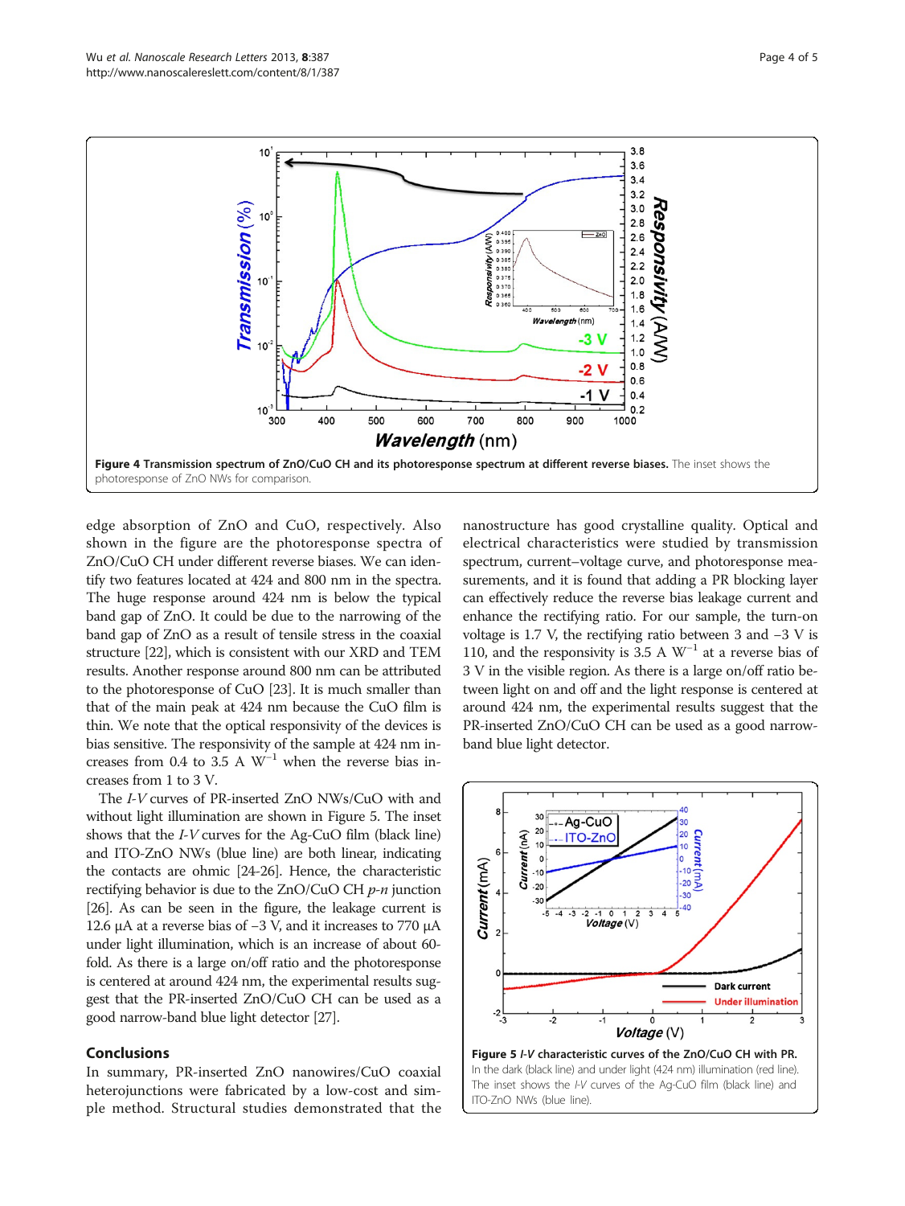Figure 4 Transmission spectrum of ZnO/CuO CH and its photoresponse spectrum at different reverse biases. The inset shows the photoresponse of ZnO NWs for comparison.

edge absorption of ZnO and CuO, respectively. Also shown in the figure are the photoresponse spectra of ZnO/CuO CH under different reverse biases. We can identify two features located at 424 and 800 nm in the spectra. The huge response around 424 nm is below the typical band gap of ZnO. It could be due to the narrowing of the band gap of ZnO as a result of tensile stress in the coaxial structure [22], which is consistent with our XRD and TEM results. Another response around 800 nm can be attributed to the photoresponse of CuO [23]. It is much smaller than that of the main peak at 424 nm because the CuO film is thin. We note that the optical responsivity of the devices is bias sensitive. The responsivity of the sample at 424 nm increases from 0.4 to 3.5 A $W^{-1}$ when the reverse bias increases from 1 to 3 V.

The *I-V* curves of PR-inserted ZnO NWs/CuO with and without light illumination are shown in Figure 5. The inset shows that the *I-V* curves for the Ag-CuO film (black line) and ITO-ZnO NWs (blue line) are both linear, indicating the contacts are ohmic [24-26]. Hence, the characteristic rectifying behavior is due to the ZnO/CuO CH *p-n* junction [26]. As can be seen in the figure, the leakage current is 12.6 μA at a reverse bias of −3 V, and it increases to 770 μA under light illumination, which is an increase of about 60-fold. As there is a large on/off ratio and the photoresponse is centered at around 424 nm, the experimental results suggest that the PR-inserted ZnO/CuO CH can be used as a good narrow-band blue light detector [27].

## Conclusions

In summary, PR-inserted ZnO nanowires/CuO coaxial heterojunctions were fabricated by a low-cost and simple method. Structural studies demonstrated that the nanostructure has good crystalline quality. Optical and electrical characteristics were studied by transmission spectrum, current–voltage curve, and photoresponse measurements, and it is found that adding a PR blocking layer can effectively reduce the reverse bias leakage current and enhance the rectifying ratio. For our sample, the turn-on voltage is 1.7 V, the rectifying ratio between 3 and −3 V is 110, and the responsivity is 3.5 A $W^{-1}$ at a reverse bias of 3 V in the visible region. As there is a large on/off ratio between light on and off and the light response is centered at around 424 nm, the experimental results suggest that the PR-inserted ZnO/CuO CH can be used as a good narrow-band blue light detector.

Figure 5 *I-V* characteristic curves of the ZnO/CuO CH with PR. In the dark (black line) and under light (424 nm) illumination (red line). The inset shows the *I-V* curves of the Ag-CuO film (black line) and ITO-ZnO NWs (blue line).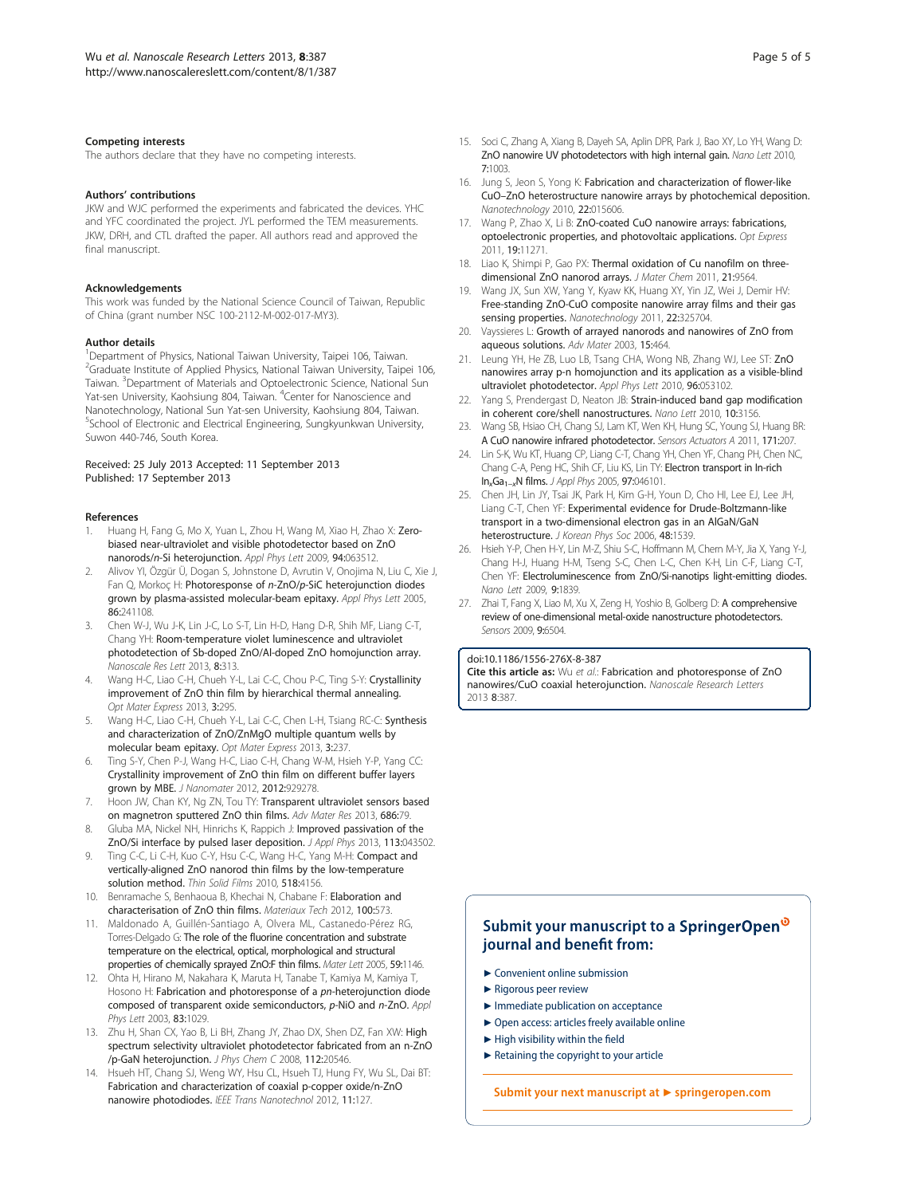### Competing interests

The authors declare that they have no competing interests.

### Authors' contributions

JKW and WJC performed the experiments and fabricated the devices. YHC and YFC coordinated the project. JYL performed the TEM measurements. JKW, DRH, and CTL drafted the paper. All authors read and approved the final manuscript.

### Acknowledgements

This work was funded by the National Science Council of Taiwan, Republic of China (grant number NSC 100-2112-M-002-017-MY3).

### Author details

[1]Department of Physics, National Taiwan University, Taipei 106, Taiwan. [2]Graduate Institute of Applied Physics, National Taiwan University, Taipei 106, Taiwan. [3]Department of Materials and Optoelectronic Science, National Sun Yat-sen University, Kaohsiung 804, Taiwan. [4]Center for Nanoscience and Nanotechnology, National Sun Yat-sen University, Kaohsiung 804, Taiwan. [5]School of Electronic and Electrical Engineering, Sungkyunkwan University, Suwon 440-746, South Korea.

Received: 25 July 2013 Accepted: 11 September 2013
Published: 17 September 2013

### References

1. Huang H, Fang G, Mo X, Yuan L, Zhou H, Wang M, Xiao H, Zhao X: **Zero-biased near-ultraviolet and visible photodetector based on ZnO nanorods/*n*-Si heterojunction.** *Appl Phys Lett* 2009, **94:**063512.
2. Alivov YI, Özgür Ü, Dogan S, Johnstone D, Avrutin V, Onojima N, Liu C, Xie J, Fan Q, Morkoç H: **Photoresponse of *n*-ZnO/*p*-SiC heterojunction diodes grown by plasma-assisted molecular-beam epitaxy.** *Appl Phys Lett* 2005, **86:**241108.
3. Chen W-J, Wu J-K, Lin J-C, Lo S-T, Lin H-D, Hang D-R, Shih MF, Liang C-T, Chang YH: **Room-temperature violet luminescence and ultraviolet photodetection of Sb-doped ZnO/Al-doped ZnO homojunction array.** *Nanoscale Res Lett* 2013, **8:**313.
4. Wang H-C, Liao C-H, Chueh Y-L, Lai C-C, Chou P-C, Ting S-Y: **Crystallinity improvement of ZnO thin film by hierarchical thermal annealing.** *Opt Mater Express* 2013, **3:**295.
5. Wang H-C, Liao C-H, Chueh Y-L, Lai C-C, Chen L-H, Tsiang RC-C: **Synthesis and characterization of ZnO/ZnMgO multiple quantum wells by molecular beam epitaxy.** *Opt Mater Express* 2013, **3:**237.
6. Ting S-Y, Chen P-J, Wang H-C, Liao C-H, Chang W-M, Hsieh Y-P, Yang CC: **Crystallinity improvement of ZnO thin film on different buffer layers grown by MBE.** *J Nanomater* 2012, **2012:**929278.
7. Hoon JW, Chan KY, Ng ZN, Tou TY: **Transparent ultraviolet sensors based on magnetron sputtered ZnO thin films.** *Adv Mater Res* 2013, **686:**79.
8. Gluba MA, Nickel NH, Hinrichs K, Rappich J: **Improved passivation of the ZnO/Si interface by pulsed laser deposition.** *J Appl Phys* 2013, **113:**043502.
9. Ting C-C, Li C-H, Kuo C-Y, Hsu C-C, Wang H-C, Yang M-H: **Compact and vertically-aligned ZnO nanorod thin films by the low-temperature solution method.** *Thin Solid Films* 2010, **518:**4156.
10. Benramache S, Benhaoua B, Khechai N, Chabane F: **Elaboration and characterisation of ZnO thin films.** *Materiaux Tech* 2012, **100:**573.
11. Maldonado A, Guillén-Santiago A, Olvera ML, Castanedo-Pérez RG, Torres-Delgado G: **The role of the fluorine concentration and substrate temperature on the electrical, optical, morphological and structural properties of chemically sprayed ZnO:F thin films.** *Mater Lett* 2005, **59:**1146.
12. Ohta H, Hirano M, Nakahara K, Maruta H, Tanabe T, Kamiya M, Kamiya T, Hosono H: **Fabrication and photoresponse of a *pn*-heterojunction diode composed of transparent oxide semiconductors, *p*-NiO and *n*-ZnO.** *Appl Phys Lett* 2003, **83:**1029.
13. Zhu H, Shan CX, Yao B, Li BH, Zhang JY, Zhao DX, Shen DZ, Fan XW: **High spectrum selectivity ultraviolet photodetector fabricated from an n-ZnO /p-GaN heterojunction.** *J Phys Chem C* 2008, **112:**20546.
14. Hsueh HT, Chang SJ, Weng WY, Hsu CL, Hsueh TJ, Hung FY, Wu SL, Dai BT: **Fabrication and characterization of coaxial p-copper oxide/n-ZnO nanowire photodiodes.** *IEEE Trans Nanotechnol* 2012, **11:**127.
15. Soci C, Zhang A, Xiang B, Dayeh SA, Aplin DPR, Park J, Bao XY, Lo YH, Wang D: **ZnO nanowire UV photodetectors with high internal gain.** *Nano Lett* 2010, **7:**1003.
16. Jung S, Jeon S, Yong K: **Fabrication and characterization of flower-like CuO–ZnO heterostructure nanowire arrays by photochemical deposition.** *Nanotechnology* 2010, **22:**015606.
17. Wang P, Zhao X, Li B: **ZnO-coated CuO nanowire arrays: fabrications, optoelectronic properties, and photovoltaic applications.** *Opt Express* 2011, **19:**11271.
18. Liao K, Shimpi P, Gao PX: **Thermal oxidation of Cu nanofilm on three-dimensional ZnO nanorod arrays.** *J Mater Chem* 2011, **21:**9564.
19. Wang JX, Sun XW, Yang Y, Kyaw KK, Huang XY, Yin JZ, Wei J, Demir HV: **Free-standing ZnO-CuO composite nanowire array films and their gas sensing properties.** *Nanotechnology* 2011, **22:**325704.
20. Vayssieres L: **Growth of arrayed nanorods and nanowires of ZnO from aqueous solutions.** *Adv Mater* 2003, **15:**464.
21. Leung YH, He ZB, Luo LB, Tsang CHA, Wong NB, Zhang WJ, Lee ST: **ZnO nanowires array p-n homojunction and its application as a visible-blind ultraviolet photodetector.** *Appl Phys Lett* 2010, **96:**053102.
22. Yang S, Prendergast D, Neaton JB: **Strain-induced band gap modification in coherent core/shell nanostructures.** *Nano Lett* 2010, **10:**3156.
23. Wang SB, Hsiao CH, Chang SJ, Lam KT, Wen KH, Hung SC, Young SJ, Huang BR: **A CuO nanowire infrared photodetector.** *Sensors Actuators A* 2011, **171:**207.
24. Lin S-K, Wu KT, Huang CP, Liang C-T, Chang YH, Chen YF, Chang PH, Chen NC, Chang C-A, Peng HC, Shih CF, Liu KS, Lin TY: **Electron transport in In-rich $In_xGa_{1-x}N$ films.** *J Appl Phys* 2005, **97:**046101.
25. Chen JH, Lin JY, Tsai JK, Park H, Kim G-H, Youn D, Cho HI, Lee EJ, Lee JH, Liang C-T, Chen YF: **Experimental evidence for Drude-Boltzmann-like transport in a two-dimensional electron gas in an AlGaN/GaN heterostructure.** *J Korean Phys Soc* 2006, **48:**1539.
26. Hsieh Y-P, Chen H-Y, Lin M-Z, Shiu S-C, Hoffmann M, Chern M-Y, Jia X, Yang Y-J, Chang H-J, Huang H-M, Tseng S-C, Chen L-C, Chen K-H, Lin C-F, Liang C-T, Chen YF: **Electroluminescence from ZnO/Si-nanotips light-emitting diodes.** *Nano Lett* 2009, **9:**1839.
27. Zhai T, Fang X, Liao M, Xu X, Zeng H, Yoshio B, Golberg D: **A comprehensive review of one-dimensional metal-oxide nanostructure photodetectors.** *Sensors* 2009, **9:**6504.

doi:10.1186/1556-276X-8-387
**Cite this article as:** Wu *et al.*: Fabrication and photoresponse of ZnO nanowires/CuO coaxial heterojunction. *Nanoscale Research Letters* 2013 **8**:387.

**Submit your manuscript to a SpringerOpen journal and benefit from:**

- ► Convenient online submission
- ► Rigorous peer review
- ► Immediate publication on acceptance
- ► Open access: articles freely available online
- ► High visibility within the field
- ► Retaining the copyright to your article

**Submit your next manuscript at ► springeropen.com**